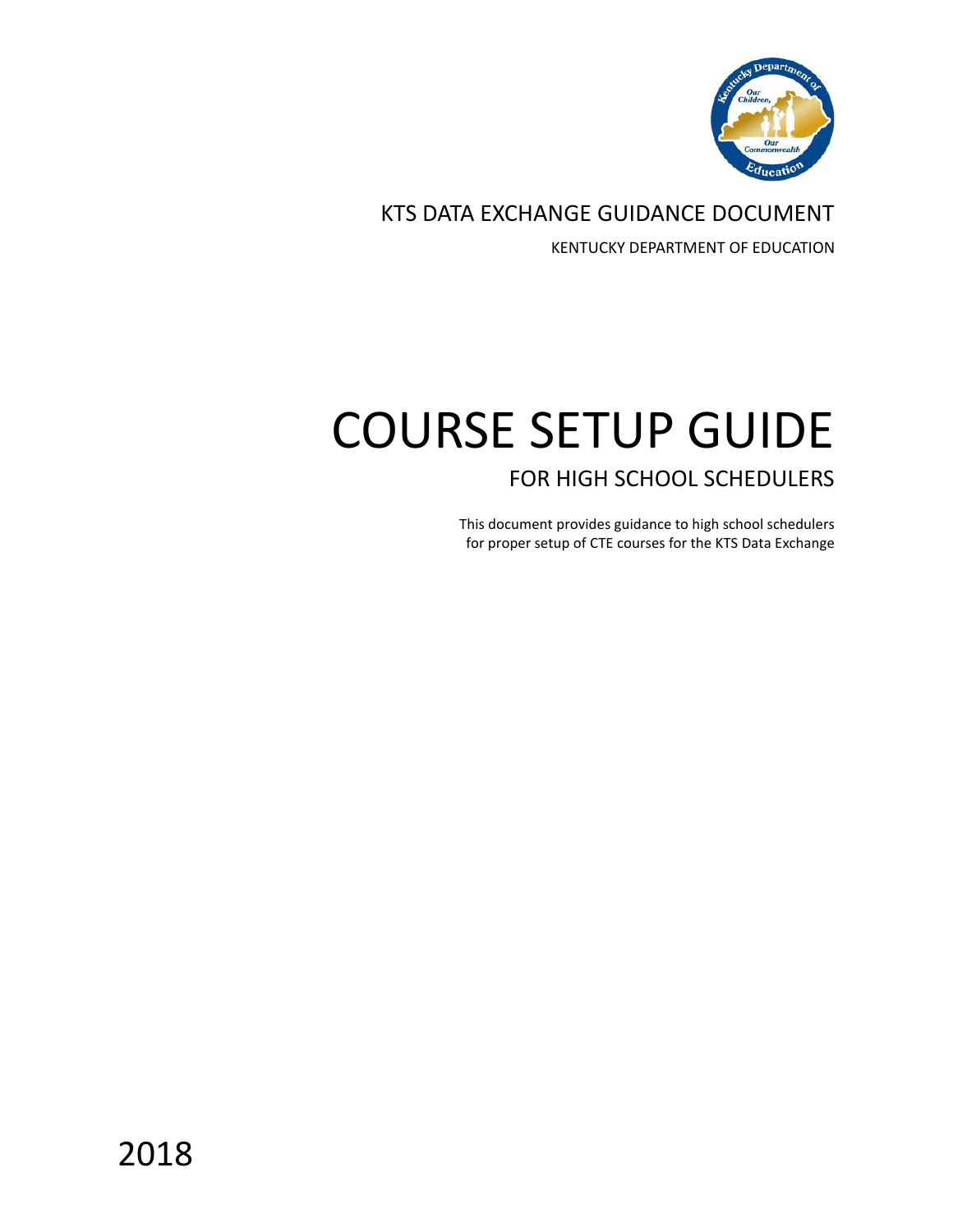KTS DATA EXCHANGE GUIDANCE DOCUMENT

KENTUCKY DEPARTMENT OF EDUCATION

# COURSE SETUP GUIDE

## FOR HIGH SCHOOL SCHEDULERS

This document provides guidance to high school schedulers for proper setup of CTE courses for the KTS Data Exchange

2018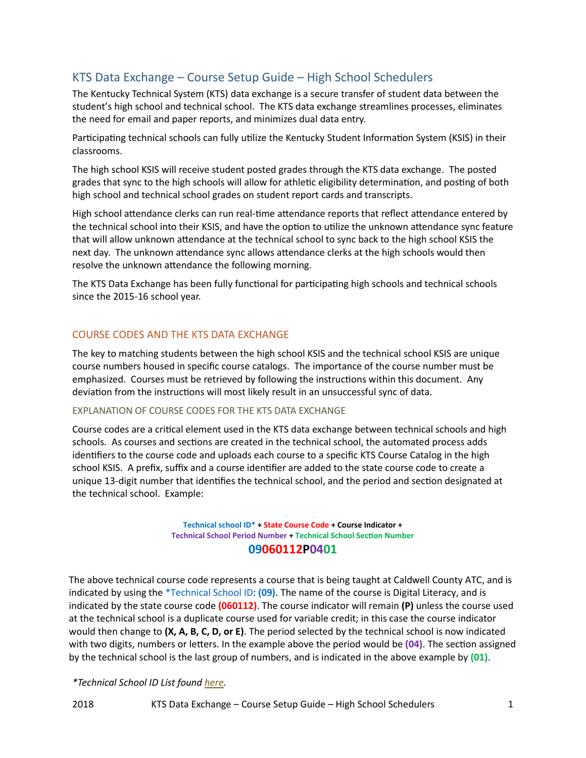# KTS Data Exchange – Course Setup Guide – High School Schedulers

The Kentucky Technical System (KTS) data exchange is a secure transfer of student data between the student's high school and technical school. The KTS data exchange streamlines processes, eliminates the need for email and paper reports, and minimizes dual data entry.

Participating technical schools can fully utilize the Kentucky Student Information System (KSIS) in their classrooms.

The high school KSIS will receive student posted grades through the KTS data exchange. The posted grades that sync to the high schools will allow for athletic eligibility determination, and posting of both high school and technical school grades on student report cards and transcripts.

High school attendance clerks can run real-time attendance reports that reflect attendance entered by the technical school into their KSIS, and have the option to utilize the unknown attendance sync feature that will allow unknown attendance at the technical school to sync back to the high school KSIS the next day. The unknown attendance sync allows attendance clerks at the high schools would then resolve the unknown attendance the following morning.

The KTS Data Exchange has been fully functional for participating high schools and technical schools since the 2015-16 school year.

## COURSE CODES AND THE KTS DATA EXCHANGE

The key to matching students between the high school KSIS and the technical school KSIS are unique course numbers housed in specific course catalogs. The importance of the course number must be emphasized. Courses must be retrieved by following the instructions within this document. Any deviation from the instructions will most likely result in an unsuccessful sync of data.

### EXPLANATION OF COURSE CODES FOR THE KTS DATA EXCHANGE

Course codes are a critical element used in the KTS data exchange between technical schools and high schools. As courses and sections are created in the technical school, the automated process adds identifiers to the course code and uploads each course to a specific KTS Course Catalog in the high school KSIS. A prefix, suffix and a course identifier are added to the state course code to create a unique 13-digit number that identifies the technical school, and the period and section designated at the technical school. Example:

**Technical school ID* + State Course Code + Course Indicator + Technical School Period Number + Technical School Section Number**

**09060112P0401**

The above technical course code represents a course that is being taught at Caldwell County ATC, and is indicated by using the *Technical School ID: **(09)**. The name of the course is Digital Literacy, and is indicated by the state course code **(060112)**. The course indicator will remain **(P)** unless the course used at the technical school is a duplicate course used for variable credit; in this case the course indicator would then change to **(X, A, B, C, D, or E)**. The period selected by the technical school is now indicated with two digits, numbers or letters. In the example above the period would be **(04)**. The section assigned by the technical school is the last group of numbers, and is indicated in the above example by **(01)**.

**Technical School ID List found here.*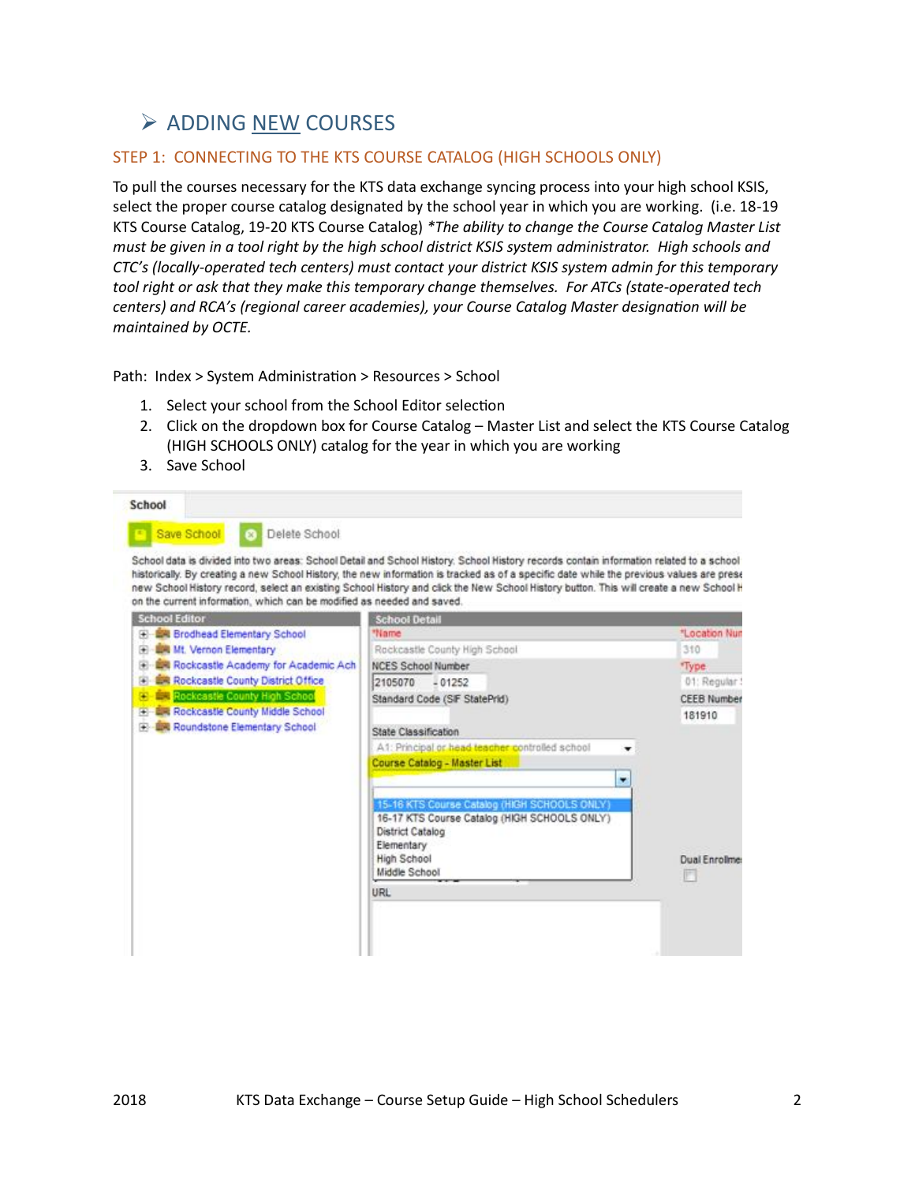## ➢ ADDING NEW COURSES

### STEP 1: CONNECTING TO THE KTS COURSE CATALOG (HIGH SCHOOLS ONLY)

To pull the courses necessary for the KTS data exchange syncing process into your high school KSIS, select the proper course catalog designated by the school year in which you are working. (i.e. 18-19 KTS Course Catalog, 19-20 KTS Course Catalog) *\*The ability to change the Course Catalog Master List must be given in a tool right by the high school district KSIS system administrator. High schools and CTC's (locally-operated tech centers) must contact your district KSIS system admin for this temporary tool right or ask that they make this temporary change themselves. For ATCs (state-operated tech centers) and RCA's (regional career academies), your Course Catalog Master designation will be maintained by OCTE.*

Path: Index > System Administration > Resources > School

1. Select your school from the School Editor selection
2. Click on the dropdown box for Course Catalog – Master List and select the KTS Course Catalog (HIGH SCHOOLS ONLY) catalog for the year in which you are working
3. Save School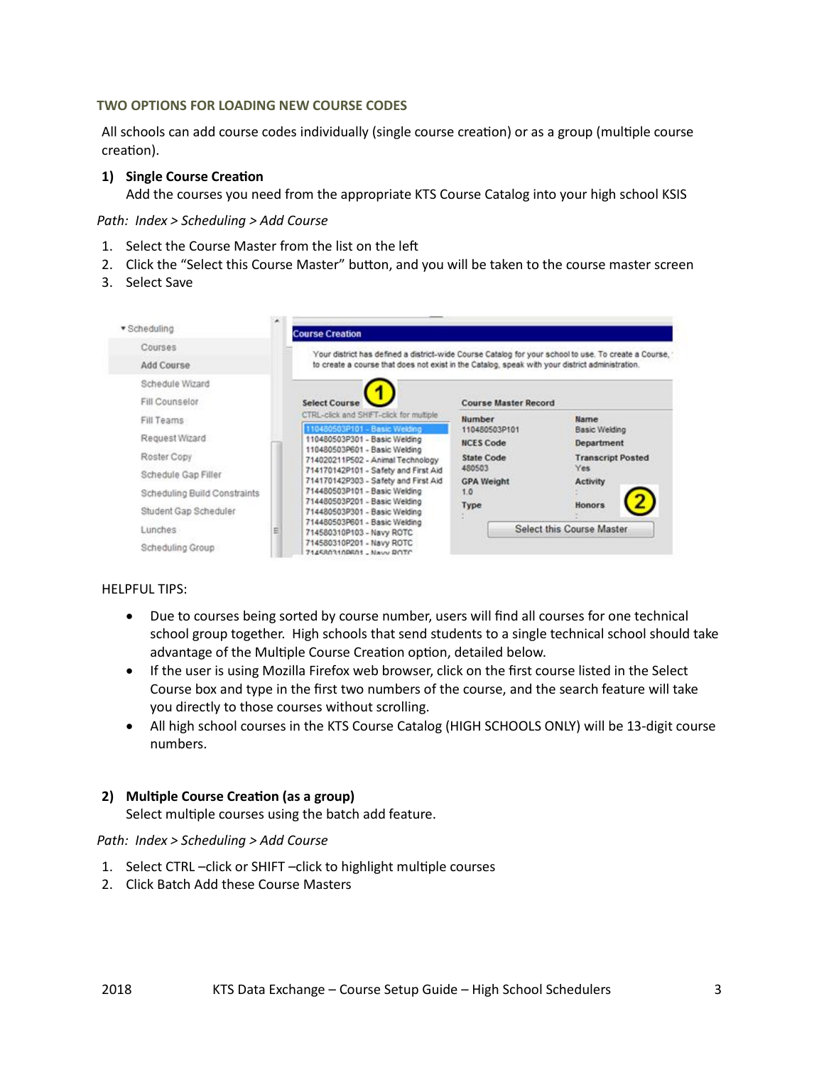### TWO OPTIONS FOR LOADING NEW COURSE CODES

All schools can add course codes individually (single course creation) or as a group (multiple course creation).

**1) Single Course Creation**
Add the courses you need from the appropriate KTS Course Catalog into your high school KSIS

*Path: Index > Scheduling > Add Course*

1. Select the Course Master from the list on the left
2. Click the "Select this Course Master" button, and you will be taken to the course master screen
3. Select Save

HELPFUL TIPS:

- Due to courses being sorted by course number, users will find all courses for one technical school group together. High schools that send students to a single technical school should take advantage of the Multiple Course Creation option, detailed below.
- If the user is using Mozilla Firefox web browser, click on the first course listed in the Select Course box and type in the first two numbers of the course, and the search feature will take you directly to those courses without scrolling.
- All high school courses in the KTS Course Catalog (HIGH SCHOOLS ONLY) will be 13-digit course numbers.

**2) Multiple Course Creation (as a group)**
Select multiple courses using the batch add feature.

*Path: Index > Scheduling > Add Course*

1. Select CTRL –click or SHIFT –click to highlight multiple courses
2. Click Batch Add these Course Masters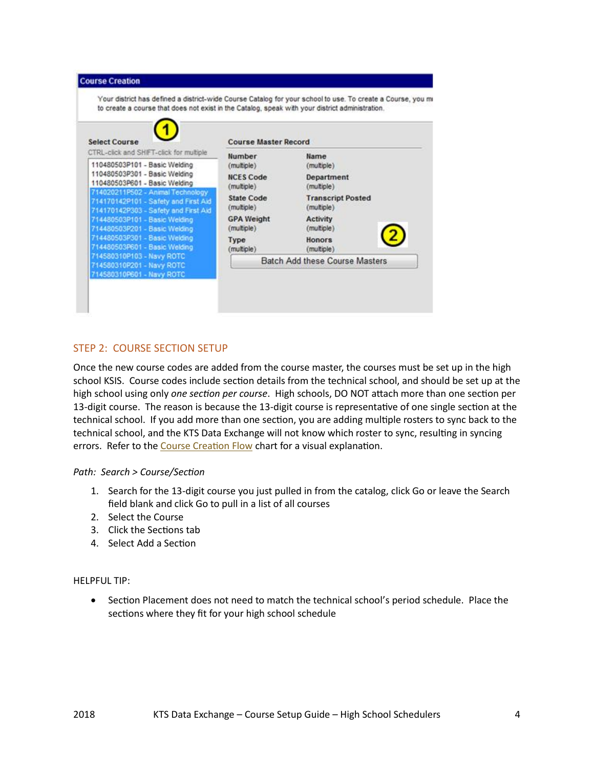## STEP 2: COURSE SECTION SETUP

Once the new course codes are added from the course master, the courses must be set up in the high school KSIS. Course codes include section details from the technical school, and should be set up at the high school using only *one section per course*. High schools, DO NOT attach more than one section per 13-digit course. The reason is because the 13-digit course is representative of one single section at the technical school. If you add more than one section, you are adding multiple rosters to sync back to the technical school, and the KTS Data Exchange will not know which roster to sync, resulting in syncing errors. Refer to the Course Creation Flow chart for a visual explanation.

*Path: Search > Course/Section*

1. Search for the 13-digit course you just pulled in from the catalog, click Go or leave the Search field blank and click Go to pull in a list of all courses
2. Select the Course
3. Click the Sections tab
4. Select Add a Section

HELPFUL TIP:

- Section Placement does not need to match the technical school's period schedule. Place the sections where they fit for your high school schedule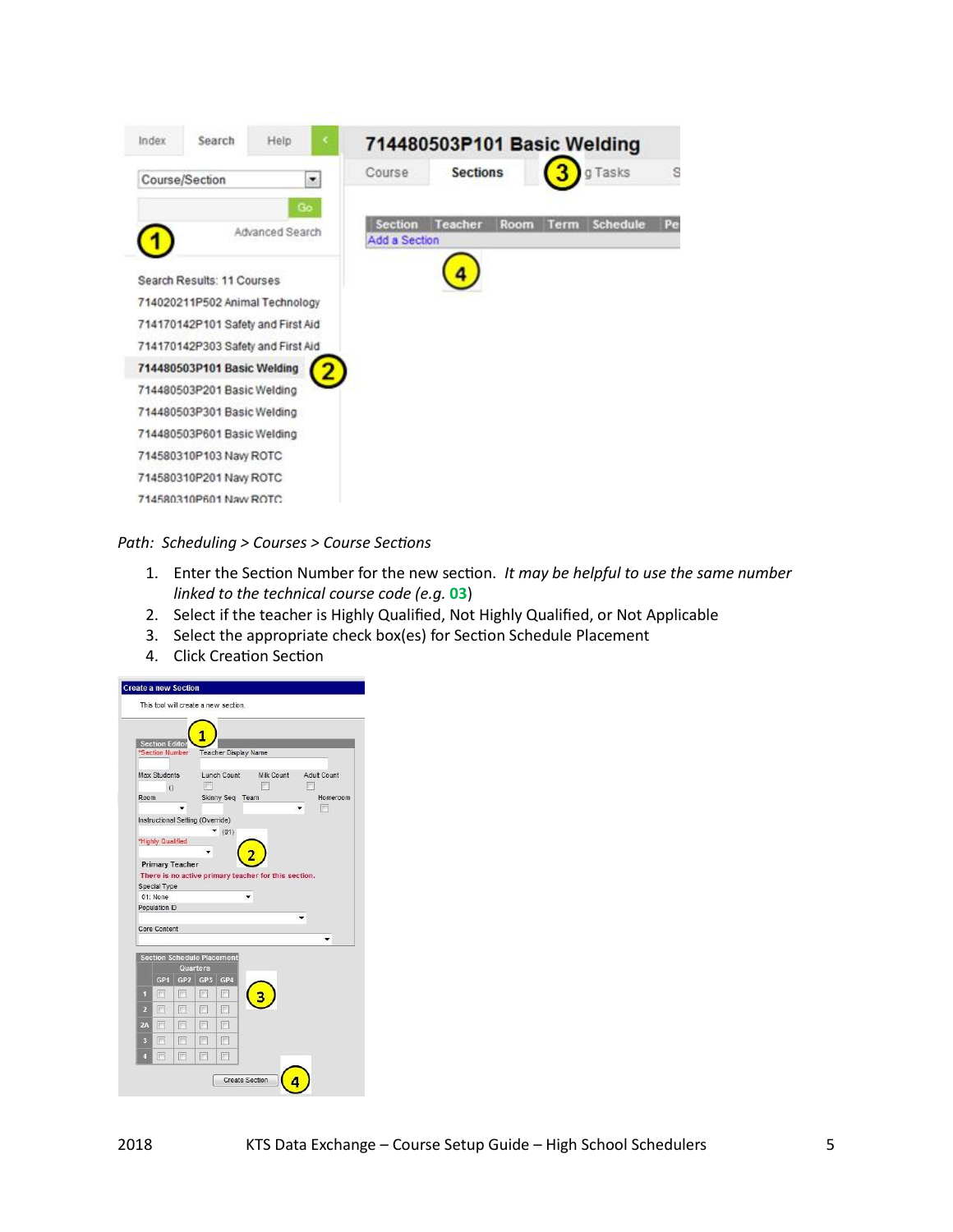*Path: Scheduling > Courses > Course Sections*

1. Enter the Section Number for the new section. *It may be helpful to use the same number linked to the technical course code (e.g.* ***03****)*
2. Select if the teacher is Highly Qualified, Not Highly Qualified, or Not Applicable
3. Select the appropriate check box(es) for Section Schedule Placement
4. Click Creation Section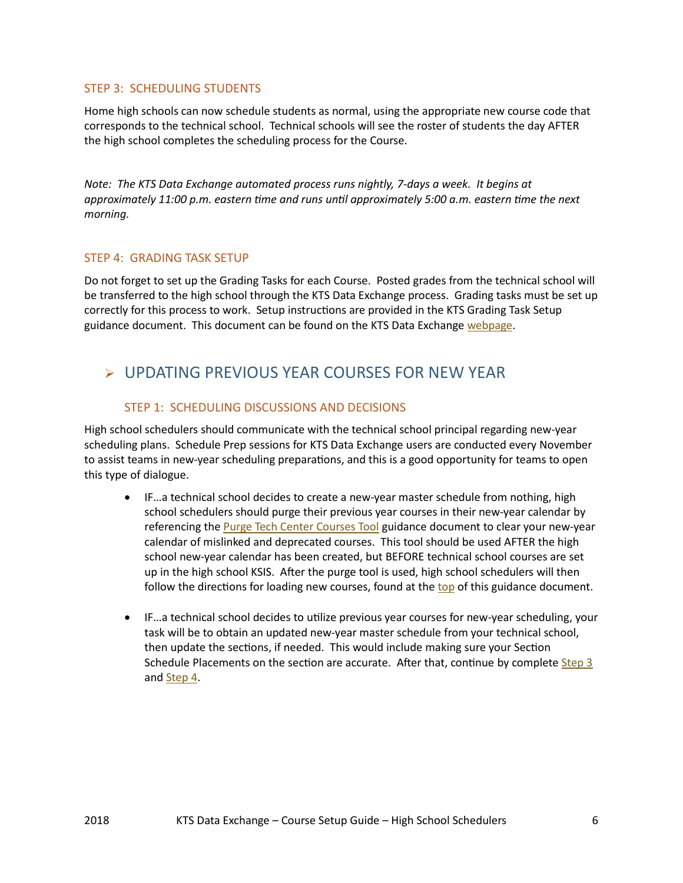### STEP 3: SCHEDULING STUDENTS

Home high schools can now schedule students as normal, using the appropriate new course code that corresponds to the technical school. Technical schools will see the roster of students the day AFTER the high school completes the scheduling process for the Course.

*Note: The KTS Data Exchange automated process runs nightly, 7-days a week. It begins at approximately 11:00 p.m. eastern time and runs until approximately 5:00 a.m. eastern time the next morning.*

### STEP 4: GRADING TASK SETUP

Do not forget to set up the Grading Tasks for each Course. Posted grades from the technical school will be transferred to the high school through the KTS Data Exchange process. Grading tasks must be set up correctly for this process to work. Setup instructions are provided in the KTS Grading Task Setup guidance document. This document can be found on the KTS Data Exchange webpage.

## ➢ UPDATING PREVIOUS YEAR COURSES FOR NEW YEAR

### STEP 1: SCHEDULING DISCUSSIONS AND DECISIONS

High school schedulers should communicate with the technical school principal regarding new-year scheduling plans. Schedule Prep sessions for KTS Data Exchange users are conducted every November to assist teams in new-year scheduling preparations, and this is a good opportunity for teams to open this type of dialogue.

- IF…a technical school decides to create a new-year master schedule from nothing, high school schedulers should purge their previous year courses in their new-year calendar by referencing the Purge Tech Center Courses Tool guidance document to clear your new-year calendar of mislinked and deprecated courses. This tool should be used AFTER the high school new-year calendar has been created, but BEFORE technical school courses are set up in the high school KSIS. After the purge tool is used, high school schedulers will then follow the directions for loading new courses, found at the top of this guidance document.

- IF…a technical school decides to utilize previous year courses for new-year scheduling, your task will be to obtain an updated new-year master schedule from your technical school, then update the sections, if needed. This would include making sure your Section Schedule Placements on the section are accurate. After that, continue by complete Step 3 and Step 4.